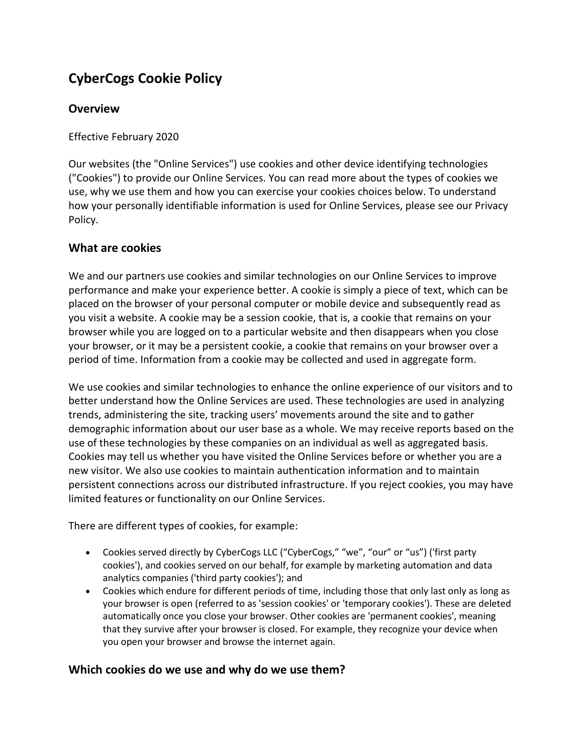# CyberCogs Cookie Policy

## Overview

Effective February 2020

Our websites (the "Online Services") use cookies and other device identifying technologies ("Cookies") to provide our Online Services. You can read more about the types of cookies we use, why we use them and how you can exercise your cookies choices below. To understand how your personally identifiable information is used for Online Services, please see our Privacy Policy.

## What are cookies

We and our partners use cookies and similar technologies on our Online Services to improve performance and make your experience better. A cookie is simply a piece of text, which can be placed on the browser of your personal computer or mobile device and subsequently read as you visit a website. A cookie may be a session cookie, that is, a cookie that remains on your browser while you are logged on to a particular website and then disappears when you close your browser, or it may be a persistent cookie, a cookie that remains on your browser over a period of time. Information from a cookie may be collected and used in aggregate form.

We use cookies and similar technologies to enhance the online experience of our visitors and to better understand how the Online Services are used. These technologies are used in analyzing trends, administering the site, tracking users' movements around the site and to gather demographic information about our user base as a whole. We may receive reports based on the use of these technologies by these companies on an individual as well as aggregated basis. Cookies may tell us whether you have visited the Online Services before or whether you are a new visitor. We also use cookies to maintain authentication information and to maintain persistent connections across our distributed infrastructure. If you reject cookies, you may have limited features or functionality on our Online Services.

There are different types of cookies, for example:

- Cookies served directly by CyberCogs LLC ("CyberCogs," "we", "our" or "us") ('first party cookies'), and cookies served on our behalf, for example by marketing automation and data analytics companies ('third party cookies'); and
- Cookies which endure for different periods of time, including those that only last only as long as your browser is open (referred to as 'session cookies' or 'temporary cookies'). These are deleted automatically once you close your browser. Other cookies are 'permanent cookies', meaning that they survive after your browser is closed. For example, they recognize your device when you open your browser and browse the internet again.

## Which cookies do we use and why do we use them?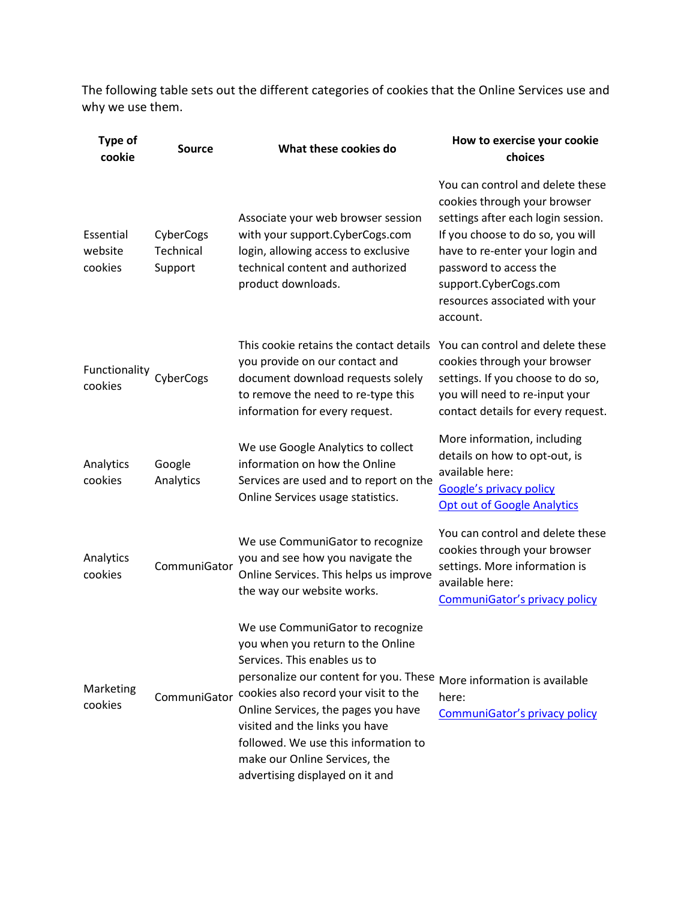The following table sets out the different categories of cookies that the Online Services use and why we use them.

| Type of cookie | Source | What these cookies do | How to exercise your cookie choices |
|---|---|---|---|
| Essential website cookies | CyberCogs Technical Support | Associate your web browser session with your support.CyberCogs.com login, allowing access to exclusive technical content and authorized product downloads. | You can control and delete these cookies through your browser settings after each login session. If you choose to do so, you will have to re-enter your login and password to access the support.CyberCogs.com resources associated with your account. |
| Functionality cookies | CyberCogs | This cookie retains the contact details you provide on our contact and document download requests solely to remove the need to re-type this information for every request. | You can control and delete these cookies through your browser settings. If you choose to do so, you will need to re-input your contact details for every request. |
| Analytics cookies | Google Analytics | We use Google Analytics to collect information on how the Online Services are used and to report on the Online Services usage statistics. | More information, including details on how to opt-out, is available here: [Google's privacy policy] [Opt out of Google Analytics] |
| Analytics cookies | CommuniGator | We use CommuniGator to recognize you and see how you navigate the Online Services. This helps us improve the way our website works. | You can control and delete these cookies through your browser settings. More information is available here: [CommuniGator's privacy policy] |
| Marketing cookies | CommuniGator | We use CommuniGator to recognize you when you return to the Online Services. This enables us to personalize our content for you. These cookies also record your visit to the Online Services, the pages you have visited and the links you have followed. We use this information to make our Online Services, the advertising displayed on it and | More information is available here: [CommuniGator's privacy policy] |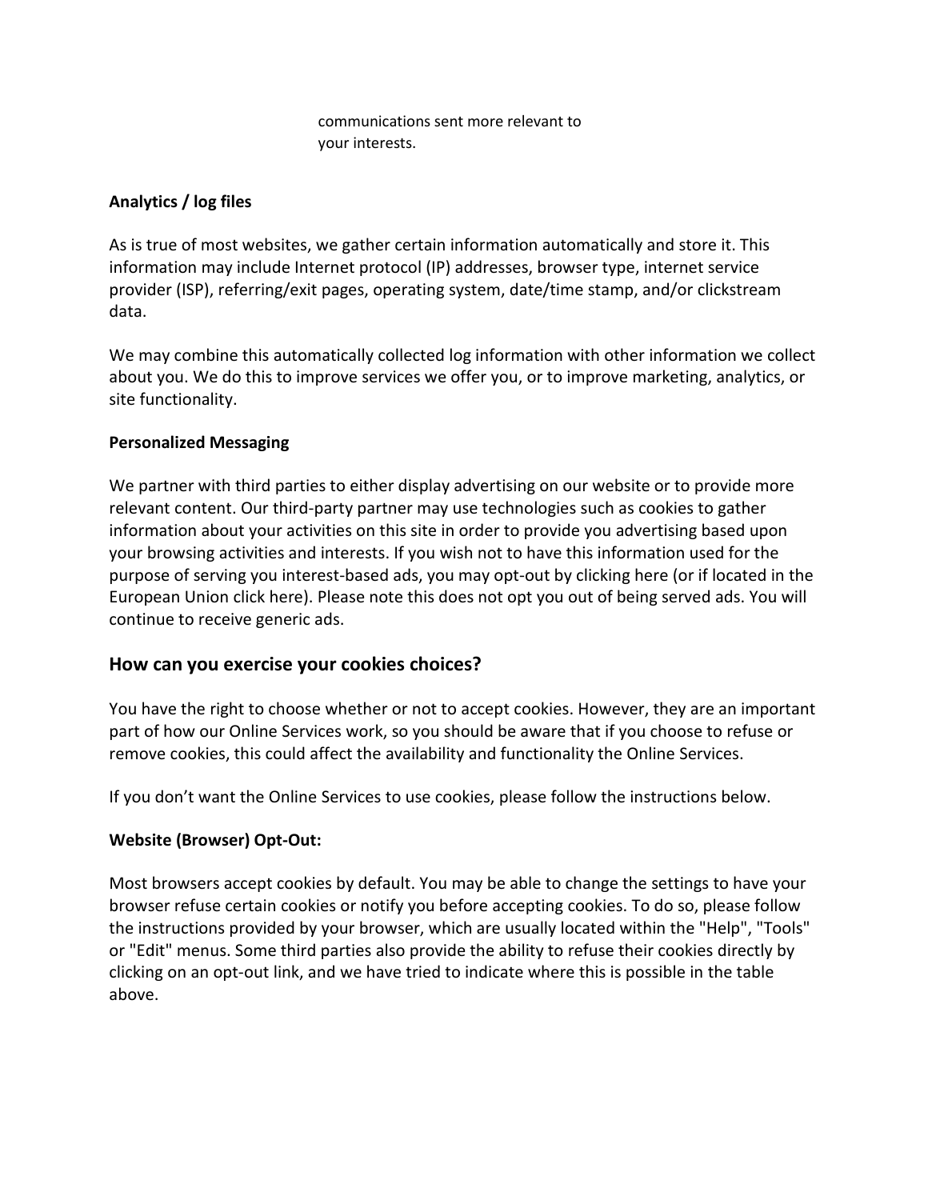communications sent more relevant to your interests.

**Analytics / log files**

As is true of most websites, we gather certain information automatically and store it. This information may include Internet protocol (IP) addresses, browser type, internet service provider (ISP), referring/exit pages, operating system, date/time stamp, and/or clickstream data.

We may combine this automatically collected log information with other information we collect about you. We do this to improve services we offer you, or to improve marketing, analytics, or site functionality.

**Personalized Messaging**

We partner with third parties to either display advertising on our website or to provide more relevant content. Our third-party partner may use technologies such as cookies to gather information about your activities on this site in order to provide you advertising based upon your browsing activities and interests. If you wish not to have this information used for the purpose of serving you interest-based ads, you may opt-out by clicking here (or if located in the European Union click here). Please note this does not opt you out of being served ads. You will continue to receive generic ads.

## How can you exercise your cookies choices?

You have the right to choose whether or not to accept cookies. However, they are an important part of how our Online Services work, so you should be aware that if you choose to refuse or remove cookies, this could affect the availability and functionality the Online Services.

If you don't want the Online Services to use cookies, please follow the instructions below.

**Website (Browser) Opt-Out:**

Most browsers accept cookies by default. You may be able to change the settings to have your browser refuse certain cookies or notify you before accepting cookies. To do so, please follow the instructions provided by your browser, which are usually located within the "Help", "Tools" or "Edit" menus. Some third parties also provide the ability to refuse their cookies directly by clicking on an opt-out link, and we have tried to indicate where this is possible in the table above.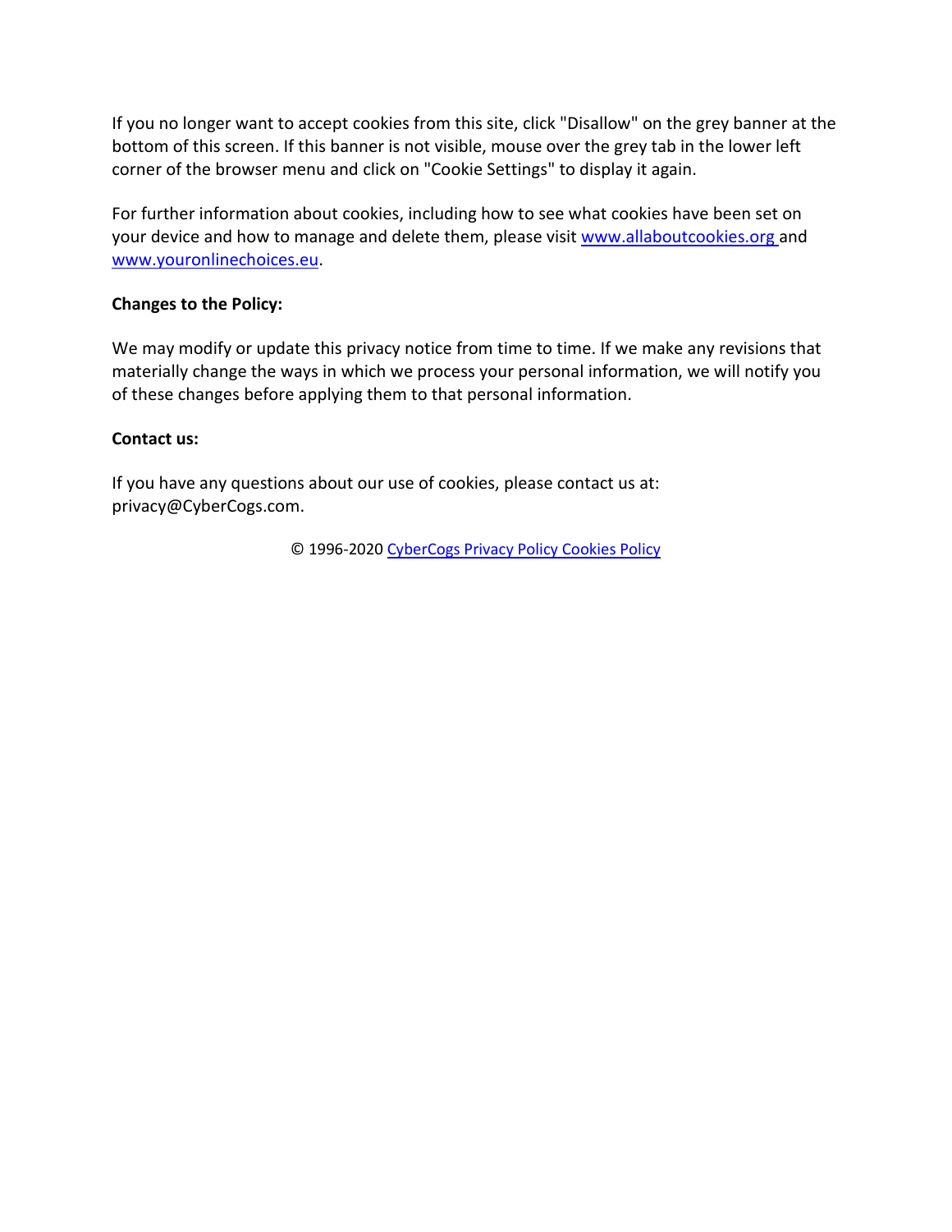If you no longer want to accept cookies from this site, click "Disallow" on the grey banner at the bottom of this screen. If this banner is not visible, mouse over the grey tab in the lower left corner of the browser menu and click on "Cookie Settings" to display it again.

For further information about cookies, including how to see what cookies have been set on your device and how to manage and delete them, please visit [www.allaboutcookies.org](www.allaboutcookies.org) and [www.youronlinechoices.eu](www.youronlinechoices.eu).

**Changes to the Policy:**

We may modify or update this privacy notice from time to time. If we make any revisions that materially change the ways in which we process your personal information, we will notify you of these changes before applying them to that personal information.

**Contact us:**

If you have any questions about our use of cookies, please contact us at: privacy@CyberCogs.com.

© 1996-2020 CyberCogs Privacy Policy Cookies Policy